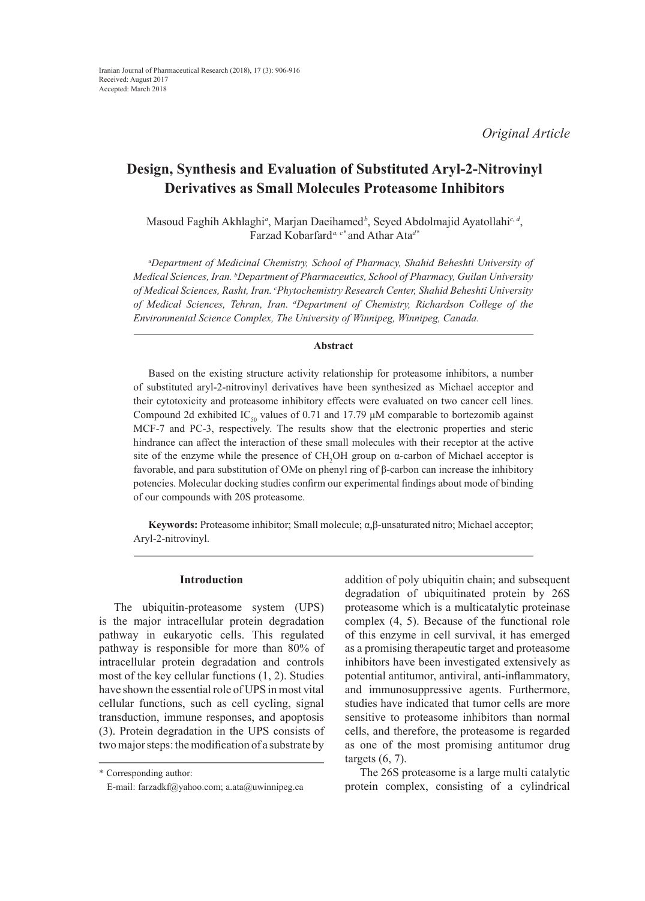Original Article

# Design, Synthesis and Evaluation of Substituted Aryl-2-Nitrovinyl Derivatives as Small Molecules Proteasome Inhibitors

Masoud Faghih Akhlaghi[a], Marjan Daeihamed[b], Seyed Abdolmajid Ayatollahi[c, d], Farzad Kobarfard[a, c*] and Athar Ata[d*]

[a]*Department of Medicinal Chemistry, School of Pharmacy, Shahid Beheshti University of Medical Sciences, Iran.* [b]*Department of Pharmaceutics, School of Pharmacy, Guilan University of Medical Sciences, Rasht, Iran.* [c]*Phytochemistry Research Center, Shahid Beheshti University of Medical Sciences, Tehran, Iran.* [d]*Department of Chemistry, Richardson College of the Environmental Science Complex, The University of Winnipeg, Winnipeg, Canada.*

## Abstract

Based on the existing structure activity relationship for proteasome inhibitors, a number of substituted aryl-2-nitrovinyl derivatives have been synthesized as Michael acceptor and their cytotoxicity and proteasome inhibitory effects were evaluated on two cancer cell lines. Compound 2d exhibited $IC_{50}$ values of 0.71 and 17.79 μM comparable to bortezomib against MCF-7 and PC-3, respectively. The results show that the electronic properties and steric hindrance can affect the interaction of these small molecules with their receptor at the active site of the enzyme while the presence of $CH_2OH$ group on α-carbon of Michael acceptor is favorable, and para substitution of OMe on phenyl ring of β-carbon can increase the inhibitory potencies. Molecular docking studies confirm our experimental findings about mode of binding of our compounds with 20S proteasome.

**Keywords:** Proteasome inhibitor; Small molecule; α,β-unsaturated nitro; Michael acceptor; Aryl-2-nitrovinyl.

## Introduction

The ubiquitin-proteasome system (UPS) is the major intracellular protein degradation pathway in eukaryotic cells. This regulated pathway is responsible for more than 80% of intracellular protein degradation and controls most of the key cellular functions (1, 2). Studies have shown the essential role of UPS in most vital cellular functions, such as cell cycling, signal transduction, immune responses, and apoptosis (3). Protein degradation in the UPS consists of two major steps: the modification of a substrate by addition of poly ubiquitin chain; and subsequent degradation of ubiquitinated protein by 26S proteasome which is a multicatalytic proteinase complex (4, 5). Because of the functional role of this enzyme in cell survival, it has emerged as a promising therapeutic target and proteasome inhibitors have been investigated extensively as potential antitumor, antiviral, anti-inflammatory, and immunosuppressive agents. Furthermore, studies have indicated that tumor cells are more sensitive to proteasome inhibitors than normal cells, and therefore, the proteasome is regarded as one of the most promising antitumor drug targets (6, 7).

The 26S proteasome is a large multi catalytic protein complex, consisting of a cylindrical

\* Corresponding author:
E-mail: farzadkf@yahoo.com; a.ata@uwinnipeg.ca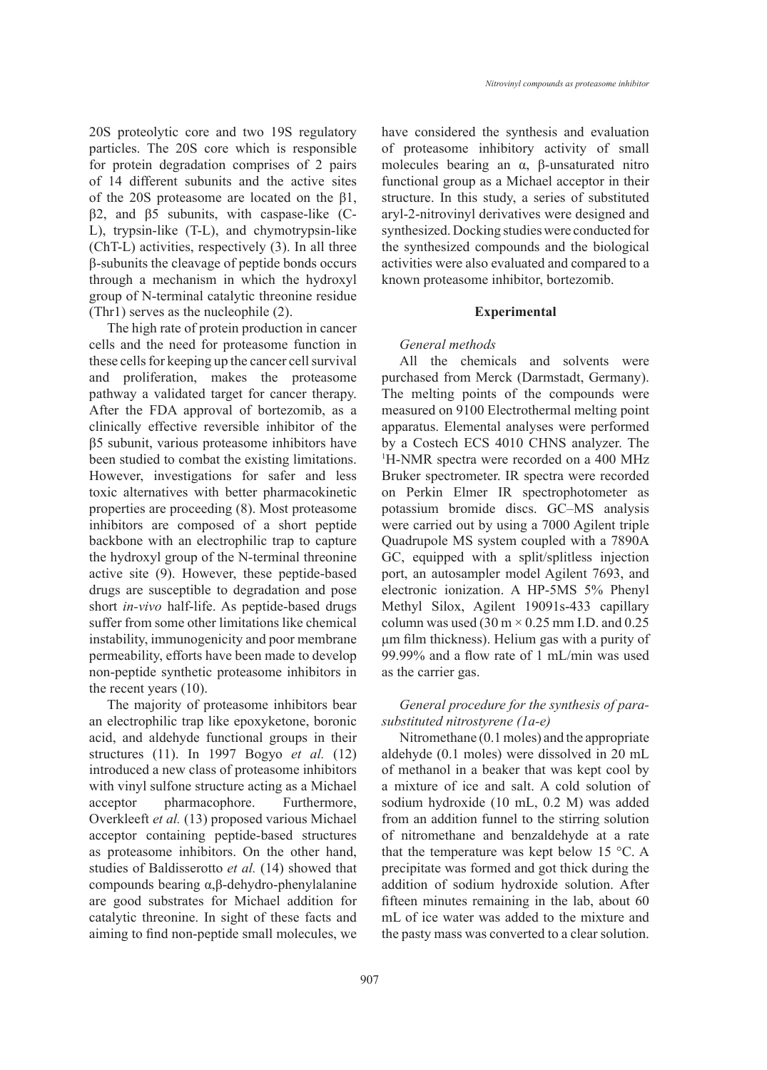20S proteolytic core and two 19S regulatory particles. The 20S core which is responsible for protein degradation comprises of 2 pairs of 14 different subunits and the active sites of the 20S proteasome are located on the β1, β2, and β5 subunits, with caspase-like (C-L), trypsin-like (T-L), and chymotrypsin-like (ChT-L) activities, respectively (3). In all three β-subunits the cleavage of peptide bonds occurs through a mechanism in which the hydroxyl group of N-terminal catalytic threonine residue (Thr1) serves as the nucleophile (2).

The high rate of protein production in cancer cells and the need for proteasome function in these cells for keeping up the cancer cell survival and proliferation, makes the proteasome pathway a validated target for cancer therapy. After the FDA approval of bortezomib, as a clinically effective reversible inhibitor of the β5 subunit, various proteasome inhibitors have been studied to combat the existing limitations. However, investigations for safer and less toxic alternatives with better pharmacokinetic properties are proceeding (8). Most proteasome inhibitors are composed of a short peptide backbone with an electrophilic trap to capture the hydroxyl group of the N-terminal threonine active site (9). However, these peptide-based drugs are susceptible to degradation and pose short *in-vivo* half-life. As peptide-based drugs suffer from some other limitations like chemical instability, immunogenicity and poor membrane permeability, efforts have been made to develop non-peptide synthetic proteasome inhibitors in the recent years (10).

The majority of proteasome inhibitors bear an electrophilic trap like epoxyketone, boronic acid, and aldehyde functional groups in their structures (11). In 1997 Bogyo *et al.* (12) introduced a new class of proteasome inhibitors with vinyl sulfone structure acting as a Michael acceptor pharmacophore. Furthermore, Overkleeft *et al.* (13) proposed various Michael acceptor containing peptide-based structures as proteasome inhibitors. On the other hand, studies of Baldisserotto *et al.* (14) showed that compounds bearing α,β-dehydro-phenylalanine are good substrates for Michael addition for catalytic threonine. In sight of these facts and aiming to find non-peptide small molecules, we have considered the synthesis and evaluation of proteasome inhibitory activity of small molecules bearing an α, β-unsaturated nitro functional group as a Michael acceptor in their structure. In this study, a series of substituted aryl-2-nitrovinyl derivatives were designed and synthesized. Docking studies were conducted for the synthesized compounds and the biological activities were also evaluated and compared to a known proteasome inhibitor, bortezomib.

## Experimental

### *General methods*

All the chemicals and solvents were purchased from Merck (Darmstadt, Germany). The melting points of the compounds were measured on 9100 Electrothermal melting point apparatus. Elemental analyses were performed by a Costech ECS 4010 CHNS analyzer. The $^{1}$H-NMR spectra were recorded on a 400 MHz Bruker spectrometer. IR spectra were recorded on Perkin Elmer IR spectrophotometer as potassium bromide discs. GC–MS analysis were carried out by using a 7000 Agilent triple Quadrupole MS system coupled with a 7890A GC, equipped with a split/splitless injection port, an autosampler model Agilent 7693, and electronic ionization. A HP-5MS 5% Phenyl Methyl Silox, Agilent 19091s-433 capillary column was used (30 m × 0.25 mm I.D. and 0.25 μm film thickness). Helium gas with a purity of 99.99% and a flow rate of 1 mL/min was used as the carrier gas.

### *General procedure for the synthesis of para-substituted nitrostyrene (1a-e)*

Nitromethane (0.1 moles) and the appropriate aldehyde (0.1 moles) were dissolved in 20 mL of methanol in a beaker that was kept cool by a mixture of ice and salt. A cold solution of sodium hydroxide (10 mL, 0.2 M) was added from an addition funnel to the stirring solution of nitromethane and benzaldehyde at a rate that the temperature was kept below 15 °C. A precipitate was formed and got thick during the addition of sodium hydroxide solution. After fifteen minutes remaining in the lab, about 60 mL of ice water was added to the mixture and the pasty mass was converted to a clear solution.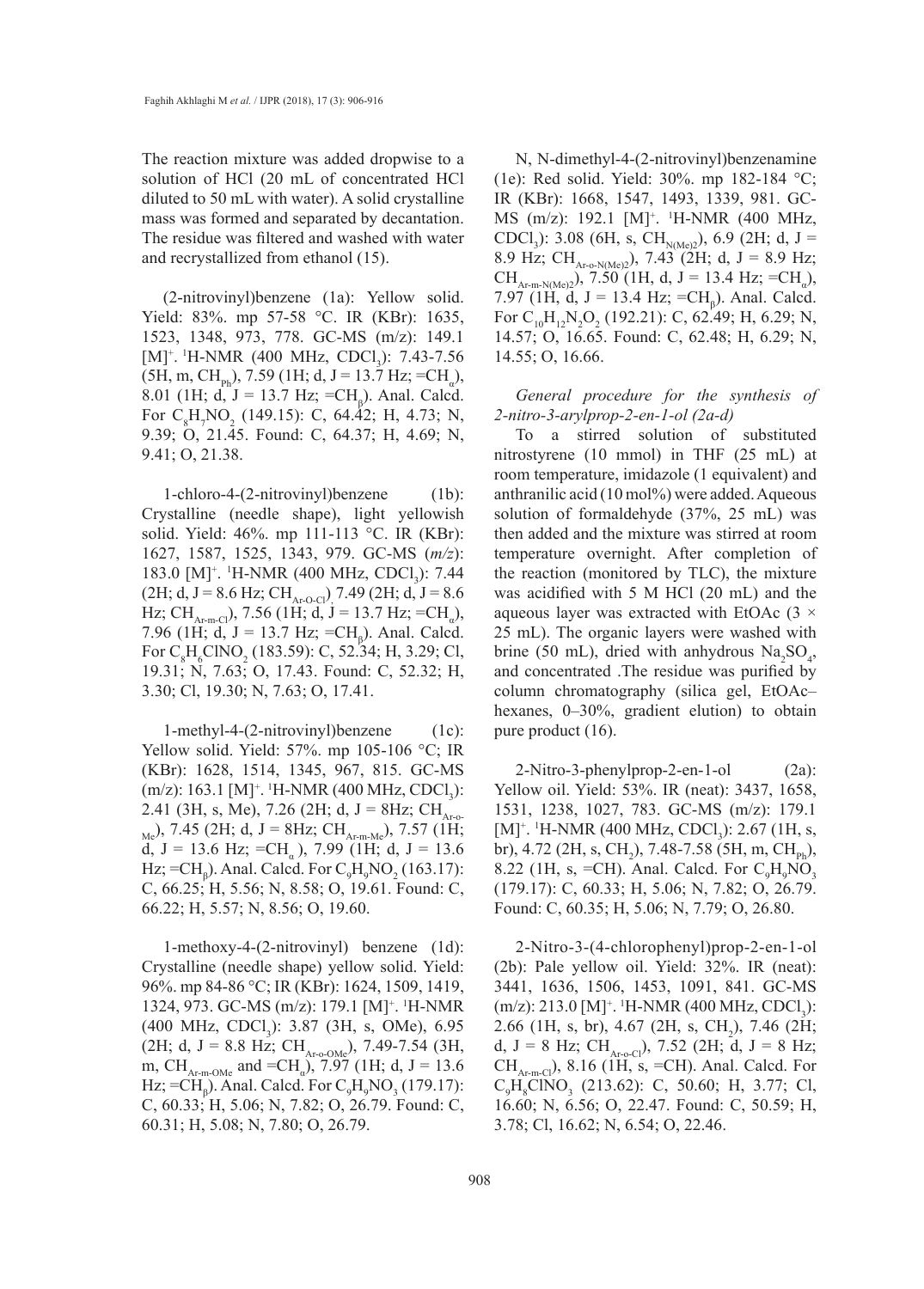The reaction mixture was added dropwise to a solution of HCl (20 mL of concentrated HCl diluted to 50 mL with water). A solid crystalline mass was formed and separated by decantation. The residue was filtered and washed with water and recrystallized from ethanol (15).

(2-nitrovinyl)benzene (1a): Yellow solid. Yield: 83%. mp 57-58 °C. IR (KBr): 1635, 1523, 1348, 973, 778. GC-MS (m/z): 149.1 $[M]^+$. $^1$H-NMR (400 MHz, $CDCl_3$): 7.43-7.56 (5H, m, $CH_{Ph}$), 7.59 (1H; d, J = 13.7 Hz; $=CH_\alpha$), 8.01 (1H; d, J = 13.7 Hz; $=CH_\beta$). Anal. Calcd. For $C_8H_7NO_2$ (149.15): C, 64.42; H, 4.73; N, 9.39; O, 21.45. Found: C, 64.37; H, 4.69; N, 9.41; O, 21.38.

1-chloro-4-(2-nitrovinyl)benzene (1b): Crystalline (needle shape), light yellowish solid. Yield: 46%. mp 111-113 °C. IR (KBr): 1627, 1587, 1525, 1343, 979. GC-MS (*m/z*): 183.0 $[M]^+$. $^1$H-NMR (400 MHz, $CDCl_3$): 7.44 (2H; d, J = 8.6 Hz; $CH_{Ar\text{-}O\text{-}Cl}$), 7.49 (2H; d, J = 8.6 Hz; $CH_{Ar\text{-}m\text{-}Cl}$), 7.56 (1H; d, J = 13.7 Hz; $=CH_\alpha$), 7.96 (1H; d, J = 13.7 Hz; $=CH_\beta$). Anal. Calcd. For $C_8H_6ClNO_2$ (183.59): C, 52.34; H, 3.29; Cl, 19.31; N, 7.63; O, 17.43. Found: C, 52.32; H, 3.30; Cl, 19.30; N, 7.63; O, 17.41.

1-methyl-4-(2-nitrovinyl)benzene (1c): Yellow solid. Yield: 57%. mp 105-106 °C; IR (KBr): 1628, 1514, 1345, 967, 815. GC-MS (m/z): 163.1 $[M]^+$. $^1$H-NMR (400 MHz, $CDCl_3$): 2.41 (3H, s, Me), 7.26 (2H; d, J = 8Hz; $CH_{Ar\text{-}o\text{-}Me}$), 7.45 (2H; d, J = 8Hz; $CH_{Ar\text{-}m\text{-}Me}$), 7.57 (1H; d, J = 13.6 Hz; $=CH_\alpha$ ), 7.99 (1H; d, J = 13.6 Hz; $=CH_\beta$). Anal. Calcd. For $C_9H_9NO_2$ (163.17): C, 66.25; H, 5.56; N, 8.58; O, 19.61. Found: C, 66.22; H, 5.57; N, 8.56; O, 19.60.

1-methoxy-4-(2-nitrovinyl) benzene (1d): Crystalline (needle shape) yellow solid. Yield: 96%. mp 84-86 °C; IR (KBr): 1624, 1509, 1419, 1324, 973. GC-MS (m/z): 179.1 $[M]^+$. $^1$H-NMR (400 MHz, $CDCl_3$): 3.87 (3H, s, OMe), 6.95 (2H; d, J = 8.8 Hz; $CH_{Ar\text{-}o\text{-}OMe}$), 7.49-7.54 (3H, m, $CH_{Ar\text{-}m\text{-}OMe}$ and $=CH_\alpha$), 7.97 (1H; d, J = 13.6 Hz; $=CH_\beta$). Anal. Calcd. For $C_9H_9NO_3$ (179.17): C, 60.33; H, 5.06; N, 7.82; O, 26.79. Found: C, 60.31; H, 5.08; N, 7.80; O, 26.79.

N, N-dimethyl-4-(2-nitrovinyl)benzenamine (1e): Red solid. Yield: 30%. mp 182-184 °C; IR (KBr): 1668, 1547, 1493, 1339, 981. GC-MS (m/z): 192.1 $[M]^+$. $^1$H-NMR (400 MHz, $CDCl_3$): 3.08 (6H, s, $CH_{N(Me)2}$), 6.9 (2H; d, J = 8.9 Hz; $CH_{Ar\text{-}o\text{-}N(Me)2}$), 7.43 (2H; d, J = 8.9 Hz; $CH_{Ar\text{-}m\text{-}N(Me)2}$), 7.50 (1H, d, J = 13.4 Hz; $=CH_\alpha$), 7.97 (1H, d, J = 13.4 Hz; $=CH_\beta$). Anal. Calcd. For $C_{10}H_{12}N_2O_2$ (192.21): C, 62.49; H, 6.29; N, 14.57; O, 16.65. Found: C, 62.48; H, 6.29; N, 14.55; O, 16.66.

*General procedure for the synthesis of 2-nitro-3-arylprop-2-en-1-ol (2a-d)*

To a stirred solution of substituted nitrostyrene (10 mmol) in THF (25 mL) at room temperature, imidazole (1 equivalent) and anthranilic acid (10 mol%) were added. Aqueous solution of formaldehyde (37%, 25 mL) was then added and the mixture was stirred at room temperature overnight. After completion of the reaction (monitored by TLC), the mixture was acidified with 5 M HCl (20 mL) and the aqueous layer was extracted with EtOAc (3 × 25 mL). The organic layers were washed with brine (50 mL), dried with anhydrous $Na_2SO_4$, and concentrated .The residue was purified by column chromatography (silica gel, EtOAc–hexanes, 0–30%, gradient elution) to obtain pure product (16).

2-Nitro-3-phenylprop-2-en-1-ol (2a): Yellow oil. Yield: 53%. IR (neat): 3437, 1658, 1531, 1238, 1027, 783. GC-MS (m/z): 179.1 $[M]^+$. $^1$H-NMR (400 MHz, $CDCl_3$): 2.67 (1H, s, br), 4.72 (2H, s, $CH_2$), 7.48-7.58 (5H, m, $CH_{Ph}$), 8.22 (1H, s, =CH). Anal. Calcd. For $C_9H_9NO_3$ (179.17): C, 60.33; H, 5.06; N, 7.82; O, 26.79. Found: C, 60.35; H, 5.06; N, 7.79; O, 26.80.

2-Nitro-3-(4-chlorophenyl)prop-2-en-1-ol (2b): Pale yellow oil. Yield: 32%. IR (neat): 3441, 1636, 1506, 1453, 1091, 841. GC-MS (m/z): 213.0 $[M]^+$. $^1$H-NMR (400 MHz, $CDCl_3$): 2.66 (1H, s, br), 4.67 (2H, s, $CH_2$), 7.46 (2H; d, J = 8 Hz; $CH_{Ar\text{-}o\text{-}Cl}$), 7.52 (2H; d, J = 8 Hz; $CH_{Ar\text{-}m\text{-}Cl}$), 8.16 (1H, s, =CH). Anal. Calcd. For $C_9H_8ClNO_3$ (213.62): C, 50.60; H, 3.77; Cl, 16.60; N, 6.56; O, 22.47. Found: C, 50.59; H, 3.78; Cl, 16.62; N, 6.54; O, 22.46.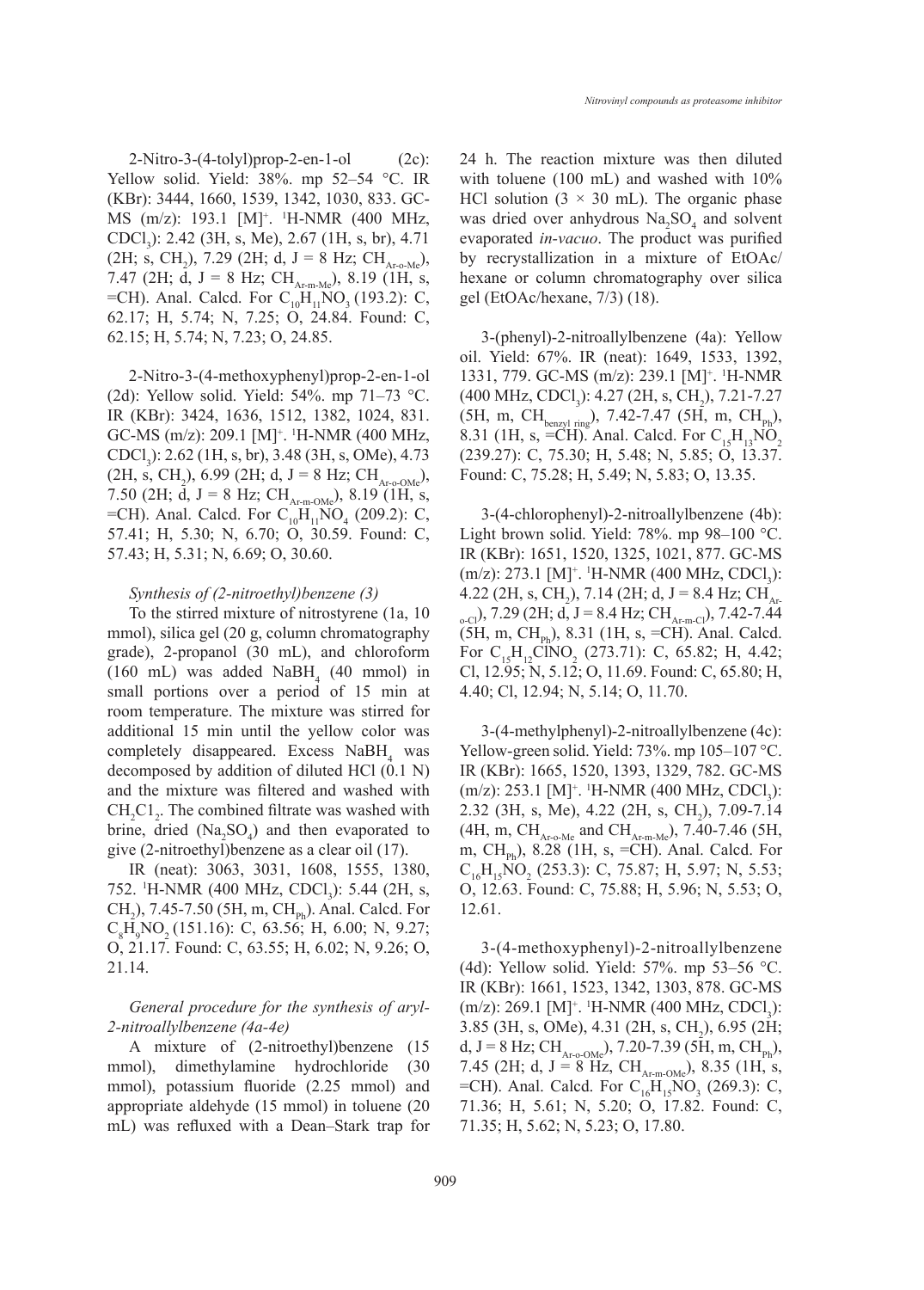2-Nitro-3-(4-tolyl)prop-2-en-1-ol (2c): Yellow solid. Yield: 38%. mp 52–54 °C. IR (KBr): 3444, 1660, 1539, 1342, 1030, 833. GC-MS (m/z): 193.1 [M]$^+$. $^1$H-NMR (400 MHz, $CDCl_3$): 2.42 (3H, s, Me), 2.67 (1H, s, br), 4.71 (2H; s, $CH_2$), 7.29 (2H; d, J = 8 Hz; $CH_{Ar-o-Me}$), 7.47 (2H; d, J = 8 Hz; $CH_{Ar-m-Me}$), 8.19 (1H, s, =CH). Anal. Calcd. For $C_{10}H_{11}NO_3$ (193.2): C, 62.17; H, 5.74; N, 7.25; O, 24.84. Found: C, 62.15; H, 5.74; N, 7.23; O, 24.85.

2-Nitro-3-(4-methoxyphenyl)prop-2-en-1-ol (2d): Yellow solid. Yield: 54%. mp 71–73 °C. IR (KBr): 3424, 1636, 1512, 1382, 1024, 831. GC-MS (m/z): 209.1 [M]$^+$. $^1$H-NMR (400 MHz, $CDCl_3$): 2.62 (1H, s, br), 3.48 (3H, s, OMe), 4.73 (2H, s, $CH_2$), 6.99 (2H; d, J = 8 Hz; $CH_{Ar-o-OMe}$), 7.50 (2H; d, J = 8 Hz; $CH_{Ar-m-OMe}$), 8.19 (1H, s, =CH). Anal. Calcd. For $C_{10}H_{11}NO_4$ (209.2): C, 57.41; H, 5.30; N, 6.70; O, 30.59. Found: C, 57.43; H, 5.31; N, 6.69; O, 30.60.

*Synthesis of (2-nitroethyl)benzene (3)*

To the stirred mixture of nitrostyrene (1a, 10 mmol), silica gel (20 g, column chromatography grade), 2-propanol (30 mL), and chloroform (160 mL) was added $NaBH_4$ (40 mmol) in small portions over a period of 15 min at room temperature. The mixture was stirred for additional 15 min until the yellow color was completely disappeared. Excess $NaBH_4$ was decomposed by addition of diluted HCl (0.1 N) and the mixture was filtered and washed with $CH_2C1_2$. The combined filtrate was washed with brine, dried ($Na_2SO_4$) and then evaporated to give (2-nitroethyl)benzene as a clear oil (17).

IR (neat): 3063, 3031, 1608, 1555, 1380, 752. $^1$H-NMR (400 MHz, $CDCl_3$): 5.44 (2H, s, $CH_2$), 7.45-7.50 (5H, m, $CH_{Ph}$). Anal. Calcd. For $C_8H_9NO_2$ (151.16): C, 63.56; H, 6.00; N, 9.27; O, 21.17. Found: C, 63.55; H, 6.02; N, 9.26; O, 21.14.

*General procedure for the synthesis of aryl-2-nitroallylbenzene (4a-4e)*

A mixture of (2-nitroethyl)benzene (15 mmol), dimethylamine hydrochloride (30 mmol), potassium fluoride (2.25 mmol) and appropriate aldehyde (15 mmol) in toluene (20 mL) was refluxed with a Dean–Stark trap for 24 h. The reaction mixture was then diluted with toluene (100 mL) and washed with 10% HCl solution (3 × 30 mL). The organic phase was dried over anhydrous $Na_2SO_4$ and solvent evaporated *in-vacuo*. The product was purified by recrystallization in a mixture of EtOAc/hexane or column chromatography over silica gel (EtOAc/hexane, 7/3) (18).

3-(phenyl)-2-nitroallylbenzene (4a): Yellow oil. Yield: 67%. IR (neat): 1649, 1533, 1392, 1331, 779. GC-MS (m/z): 239.1 [M]$^+$. $^1$H-NMR (400 MHz, $CDCl_3$): 4.27 (2H, s, $CH_2$), 7.21-7.27 (5H, m, $CH_{benzyl\ ring}$), 7.42-7.47 (5H, m, $CH_{Ph}$), 8.31 (1H, s, =CH). Anal. Calcd. For $C_{15}H_{13}NO_2$ (239.27): C, 75.30; H, 5.48; N, 5.85; O, 13.37. Found: C, 75.28; H, 5.49; N, 5.83; O, 13.35.

3-(4-chlorophenyl)-2-nitroallylbenzene (4b): Light brown solid. Yield: 78%. mp 98–100 °C. IR (KBr): 1651, 1520, 1325, 1021, 877. GC-MS (m/z): 273.1 [M]$^+$. $^1$H-NMR (400 MHz, $CDCl_3$): 4.22 (2H, s, $CH_2$), 7.14 (2H; d, J = 8.4 Hz; $CH_{Ar-o-Cl}$), 7.29 (2H; d, J = 8.4 Hz; $CH_{Ar-m-Cl}$), 7.42-7.44 (5H, m, $CH_{Ph}$), 8.31 (1H, s, =CH). Anal. Calcd. For $C_{15}H_{12}ClNO_2$ (273.71): C, 65.82; H, 4.42; Cl, 12.95; N, 5.12; O, 11.69. Found: C, 65.80; H, 4.40; Cl, 12.94; N, 5.14; O, 11.70.

3-(4-methylphenyl)-2-nitroallylbenzene (4c): Yellow-green solid. Yield: 73%. mp 105–107 °C. IR (KBr): 1665, 1520, 1393, 1329, 782. GC-MS (m/z): 253.1 [M]$^+$. $^1$H-NMR (400 MHz, $CDCl_3$): 2.32 (3H, s, Me), 4.22 (2H, s, $CH_2$), 7.09-7.14 (4H, m, $CH_{Ar-o-Me}$ and $CH_{Ar-m-Me}$), 7.40-7.46 (5H, m, $CH_{Ph}$), 8.28 (1H, s, =CH). Anal. Calcd. For $C_{16}H_{15}NO_2$ (253.3): C, 75.87; H, 5.97; N, 5.53; O, 12.63. Found: C, 75.88; H, 5.96; N, 5.53; O, 12.61.

3-(4-methoxyphenyl)-2-nitroallylbenzene (4d): Yellow solid. Yield: 57%. mp 53–56 °C. IR (KBr): 1661, 1523, 1342, 1303, 878. GC-MS (m/z): 269.1 [M]$^+$. $^1$H-NMR (400 MHz, $CDCl_3$): 3.85 (3H, s, OMe), 4.31 (2H, s, $CH_2$), 6.95 (2H; d, J = 8 Hz; $CH_{Ar-o-OMe}$), 7.20-7.39 (5H, m, $CH_{Ph}$), 7.45 (2H; d, J = 8 Hz, $CH_{Ar-m-OMe}$), 8.35 (1H, s, =CH). Anal. Calcd. For $C_{16}H_{15}NO_3$ (269.3): C, 71.36; H, 5.61; N, 5.20; O, 17.82. Found: C, 71.35; H, 5.62; N, 5.23; O, 17.80.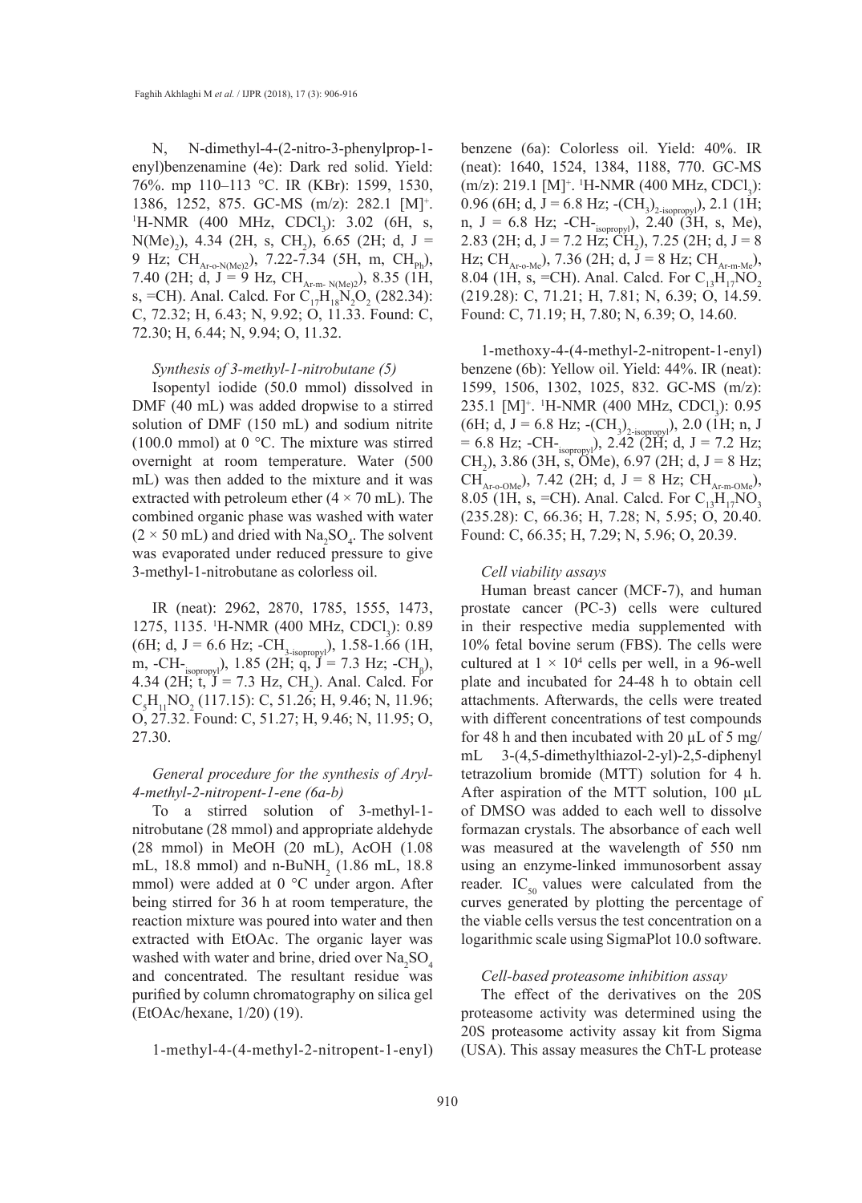N, N-dimethyl-4-(2-nitro-3-phenylprop-1-enyl)benzenamine (4e): Dark red solid. Yield: 76%. mp 110–113 °C. IR (KBr): 1599, 1530, 1386, 1252, 875. GC-MS (m/z): 282.1 $[M]^+$. $^1$H-NMR (400 MHz, $CDCl_3$): 3.02 (6H, s, $N(Me)_2$), 4.34 (2H, s, $CH_2$), 6.65 (2H; d, J = 9 Hz; $CH_{Ar\text{-}o\text{-}N(Me)2}$), 7.22-7.34 (5H, m, $CH_{Ph}$), 7.40 (2H; d, J = 9 Hz, $CH_{Ar\text{-}m\text{-}N(Me)2}$), 8.35 (1H, s, =CH). Anal. Calcd. For $C_{17}H_{18}N_2O_2$ (282.34): C, 72.32; H, 6.43; N, 9.92; O, 11.33. Found: C, 72.30; H, 6.44; N, 9.94; O, 11.32.

*Synthesis of 3-methyl-1-nitrobutane (5)*

Isopentyl iodide (50.0 mmol) dissolved in DMF (40 mL) was added dropwise to a stirred solution of DMF (150 mL) and sodium nitrite (100.0 mmol) at 0 °C. The mixture was stirred overnight at room temperature. Water (500 mL) was then added to the mixture and it was extracted with petroleum ether (4 × 70 mL). The combined organic phase was washed with water (2 × 50 mL) and dried with $Na_2SO_4$. The solvent was evaporated under reduced pressure to give 3-methyl-1-nitrobutane as colorless oil.

IR (neat): 2962, 2870, 1785, 1555, 1473, 1275, 1135. $^1$H-NMR (400 MHz, $CDCl_3$): 0.89 (6H; d, J = 6.6 Hz; $\text{-}CH_{3\text{-}isopropyl}$), 1.58-1.66 (1H, m, $\text{-}CH\text{-}_{isopropyl}$), 1.85 (2H; q, J = 7.3 Hz; $\text{-}CH_{\beta}$), 4.34 (2H; t, J = 7.3 Hz, $CH_2$). Anal. Calcd. For $C_5H_{11}NO_2$ (117.15): C, 51.26; H, 9.46; N, 11.96; O, 27.32. Found: C, 51.27; H, 9.46; N, 11.95; O, 27.30.

*General procedure for the synthesis of Aryl-4-methyl-2-nitropent-1-ene (6a-b)*

To a stirred solution of 3-methyl-1-nitrobutane (28 mmol) and appropriate aldehyde (28 mmol) in MeOH (20 mL), AcOH (1.08 mL, 18.8 mmol) and n-Bu$NH_2$ (1.86 mL, 18.8 mmol) were added at 0 °C under argon. After being stirred for 36 h at room temperature, the reaction mixture was poured into water and then extracted with EtOAc. The organic layer was washed with water and brine, dried over $Na_2SO_4$ and concentrated. The resultant residue was purified by column chromatography on silica gel (EtOAc/hexane, 1/20) (19).

1-methyl-4-(4-methyl-2-nitropent-1-enyl)benzene (6a): Colorless oil. Yield: 40%. IR (neat): 1640, 1524, 1384, 1188, 770. GC-MS (m/z): 219.1 $[M]^+$. $^1$H-NMR (400 MHz, $CDCl_3$): 0.96 (6H; d, J = 6.8 Hz; $\text{-}(CH_3)_{2\text{-}isopropyl}$), 2.1 (1H; n, J = 6.8 Hz; $\text{-}CH\text{-}_{isopropyl}$), 2.40 (3H, s, Me), 2.83 (2H; d, J = 7.2 Hz; $CH_2$), 7.25 (2H; d, J = 8 Hz; $CH_{Ar\text{-}o\text{-}Me}$), 7.36 (2H; d, J = 8 Hz; $CH_{Ar\text{-}m\text{-}Me}$), 8.04 (1H, s, =CH). Anal. Calcd. For $C_{13}H_{17}NO_2$ (219.28): C, 71.21; H, 7.81; N, 6.39; O, 14.59. Found: C, 71.19; H, 7.80; N, 6.39; O, 14.60.

1-methoxy-4-(4-methyl-2-nitropent-1-enyl)benzene (6b): Yellow oil. Yield: 44%. IR (neat): 1599, 1506, 1302, 1025, 832. GC-MS (m/z): 235.1 $[M]^+$. $^1$H-NMR (400 MHz, $CDCl_3$): 0.95 (6H; d, J = 6.8 Hz; $\text{-}(CH_3)_{2\text{-}isopropyl}$), 2.0 (1H; n, J = 6.8 Hz; $\text{-}CH\text{-}_{isopropyl}$), 2.42 (2H; d, J = 7.2 Hz; $CH_2$), 3.86 (3H, s, OMe), 6.97 (2H; d, J = 8 Hz; $CH_{Ar\text{-}o\text{-}OMe}$), 7.42 (2H; d, J = 8 Hz; $CH_{Ar\text{-}m\text{-}OMe}$), 8.05 (1H, s, =CH). Anal. Calcd. For $C_{13}H_{17}NO_3$ (235.28): C, 66.36; H, 7.28; N, 5.95; O, 20.40. Found: C, 66.35; H, 7.29; N, 5.96; O, 20.39.

*Cell viability assays*

Human breast cancer (MCF-7), and human prostate cancer (PC-3) cells were cultured in their respective media supplemented with 10% fetal bovine serum (FBS). The cells were cultured at $1 \times 10^4$ cells per well, in a 96-well plate and incubated for 24-48 h to obtain cell attachments. Afterwards, the cells were treated with different concentrations of test compounds for 48 h and then incubated with 20 µL of 5 mg/mL 3-(4,5-dimethylthiazol-2-yl)-2,5-diphenyl tetrazolium bromide (MTT) solution for 4 h. After aspiration of the MTT solution, 100 µL of DMSO was added to each well to dissolve formazan crystals. The absorbance of each well was measured at the wavelength of 550 nm using an enzyme-linked immunosorbent assay reader. $IC_{50}$ values were calculated from the curves generated by plotting the percentage of the viable cells versus the test concentration on a logarithmic scale using SigmaPlot 10.0 software.

*Cell-based proteasome inhibition assay*

The effect of the derivatives on the 20S proteasome activity was determined using the 20S proteasome activity assay kit from Sigma (USA). This assay measures the ChT-L protease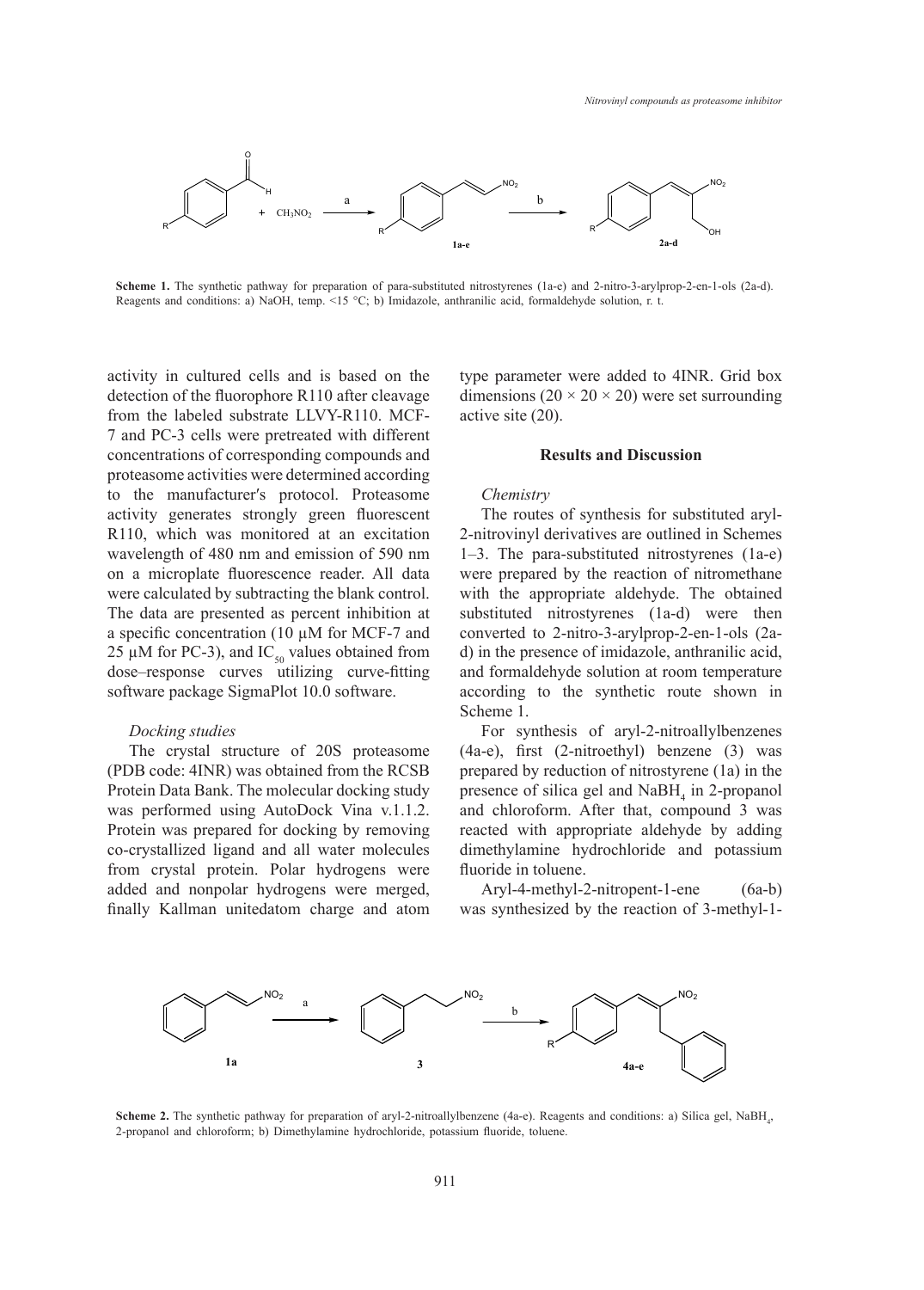**Scheme 1.** The synthetic pathway for preparation of para-substituted nitrostyrenes (1a-e) and 2-nitro-3-arylprop-2-en-1-ols (2a-d). Reagents and conditions: a) NaOH, temp. <15 °C; b) Imidazole, anthranilic acid, formaldehyde solution, r. t.

activity in cultured cells and is based on the detection of the fluorophore R110 after cleavage from the labeled substrate LLVY-R110. MCF-7 and PC-3 cells were pretreated with different concentrations of corresponding compounds and proteasome activities were determined according to the manufacturer′s protocol. Proteasome activity generates strongly green fluorescent R110, which was monitored at an excitation wavelength of 480 nm and emission of 590 nm on a microplate fluorescence reader. All data were calculated by subtracting the blank control. The data are presented as percent inhibition at a specific concentration (10 µM for MCF-7 and 25 µM for PC-3), and $IC_{50}$ values obtained from dose–response curves utilizing curve-fitting software package SigmaPlot 10.0 software.

*Docking studies*

The crystal structure of 20S proteasome (PDB code: 4INR) was obtained from the RCSB Protein Data Bank. The molecular docking study was performed using AutoDock Vina v.1.1.2. Protein was prepared for docking by removing co-crystallized ligand and all water molecules from crystal protein. Polar hydrogens were added and nonpolar hydrogens were merged, finally Kallman unitedatom charge and atom type parameter were added to 4INR. Grid box dimensions (20 × 20 × 20) were set surrounding active site (20).

## Results and Discussion

*Chemistry*

The routes of synthesis for substituted aryl-2-nitrovinyl derivatives are outlined in Schemes 1–3. The para-substituted nitrostyrenes (1a-e) were prepared by the reaction of nitromethane with the appropriate aldehyde. The obtained substituted nitrostyrenes (1a-d) were then converted to 2-nitro-3-arylprop-2-en-1-ols (2a-d) in the presence of imidazole, anthranilic acid, and formaldehyde solution at room temperature according to the synthetic route shown in Scheme 1.

For synthesis of aryl-2-nitroallylbenzenes (4a-e), first (2-nitroethyl) benzene (3) was prepared by reduction of nitrostyrene (1a) in the presence of silica gel and $NaBH_4$ in 2-propanol and chloroform. After that, compound 3 was reacted with appropriate aldehyde by adding dimethylamine hydrochloride and potassium fluoride in toluene.

Aryl-4-methyl-2-nitropent-1-ene (6a-b) was synthesized by the reaction of 3-methyl-1-

**Scheme 2.** The synthetic pathway for preparation of aryl-2-nitroallylbenzene (4a-e). Reagents and conditions: a) Silica gel, $NaBH_4$, 2-propanol and chloroform; b) Dimethylamine hydrochloride, potassium fluoride, toluene.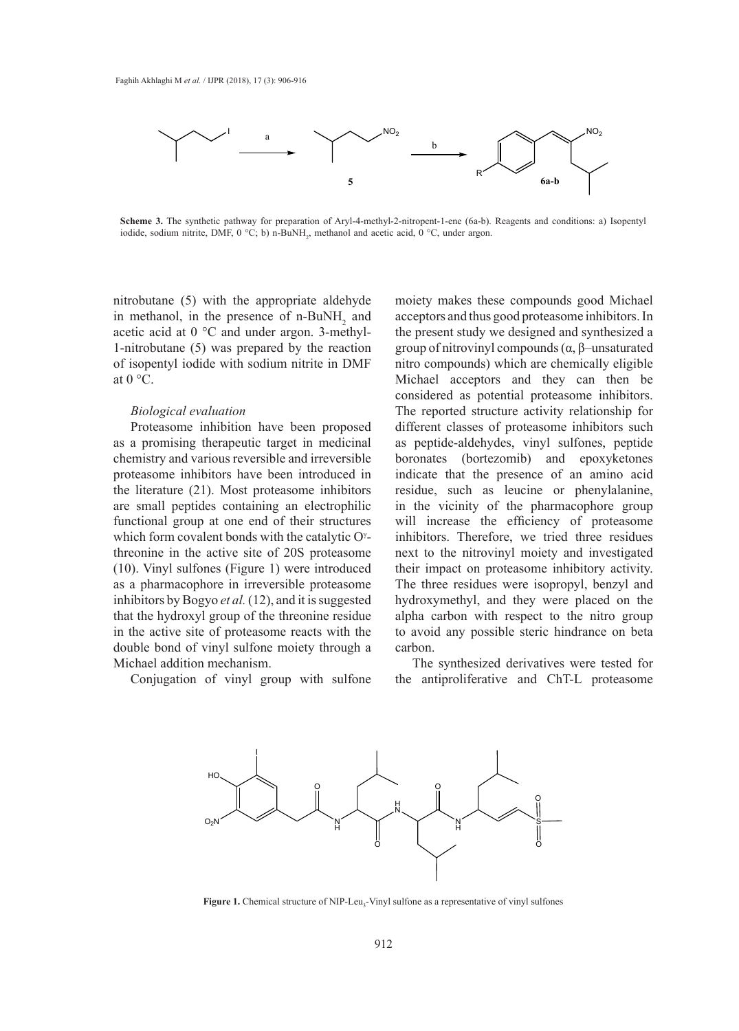**Scheme 3.** The synthetic pathway for preparation of Aryl-4-methyl-2-nitropent-1-ene (6a-b). Reagents and conditions: a) Isopentyl iodide, sodium nitrite, DMF, 0 °C; b) n-$BuNH_2$, methanol and acetic acid, 0 °C, under argon.

nitrobutane (5) with the appropriate aldehyde in methanol, in the presence of n-$BuNH_2$ and acetic acid at 0 °C and under argon. 3-methyl-1-nitrobutane (5) was prepared by the reaction of isopentyl iodide with sodium nitrite in DMF at 0 °C.

*Biological evaluation*

Proteasome inhibition have been proposed as a promising therapeutic target in medicinal chemistry and various reversible and irreversible proteasome inhibitors have been introduced in the literature (21). Most proteasome inhibitors are small peptides containing an electrophilic functional group at one end of their structures which form covalent bonds with the catalytic $O^{\gamma}$-threonine in the active site of 20S proteasome (10). Vinyl sulfones (Figure 1) were introduced as a pharmacophore in irreversible proteasome inhibitors by Bogyo *et al.* (12), and it is suggested that the hydroxyl group of the threonine residue in the active site of proteasome reacts with the double bond of vinyl sulfone moiety through a Michael addition mechanism.

Conjugation of vinyl group with sulfone moiety makes these compounds good Michael acceptors and thus good proteasome inhibitors. In the present study we designed and synthesized a group of nitrovinyl compounds (α, β–unsaturated nitro compounds) which are chemically eligible Michael acceptors and they can then be considered as potential proteasome inhibitors. The reported structure activity relationship for different classes of proteasome inhibitors such as peptide-aldehydes, vinyl sulfones, peptide boronates (bortezomib) and epoxyketones indicate that the presence of an amino acid residue, such as leucine or phenylalanine, in the vicinity of the pharmacophore group will increase the efficiency of proteasome inhibitors. Therefore, we tried three residues next to the nitrovinyl moiety and investigated their impact on proteasome inhibitory activity. The three residues were isopropyl, benzyl and hydroxymethyl, and they were placed on the alpha carbon with respect to the nitro group to avoid any possible steric hindrance on beta carbon.

The synthesized derivatives were tested for the antiproliferative and ChT-L proteasome

**Figure 1.** Chemical structure of NIP-$Leu_3$-Vinyl sulfone as a representative of vinyl sulfones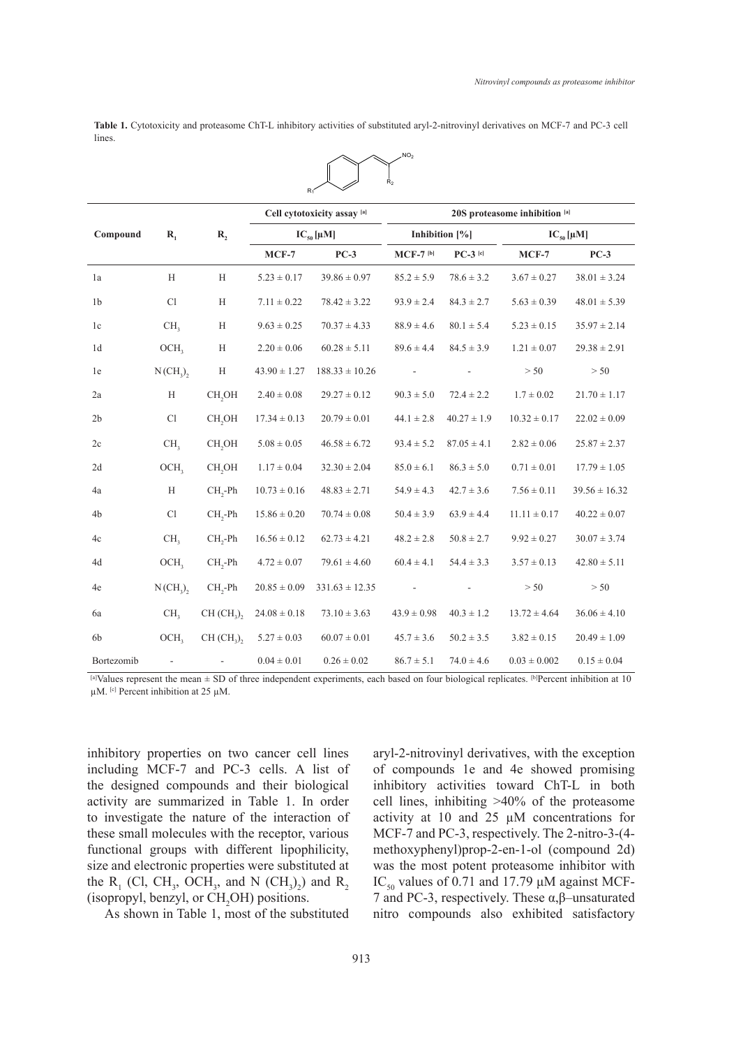**Table 1.** Cytotoxicity and proteasome ChT-L inhibitory activities of substituted aryl-2-nitrovinyl derivatives on MCF-7 and PC-3 cell lines.

| Compound | $R_1$ | $R_2$ | Cell cytotoxicity assay [a] | | 20S proteasome inhibition [a] | | | |
|---|---|---|---|---|---|---|---|---|
| | | | $IC_{50}$ [μM] | | Inhibition [%] | | $IC_{50}$ [μM] | |
| | | | MCF-7 | PC-3 | MCF-7 [b] | PC-3 [c] | MCF-7 | PC-3 |
| 1a | H | H | 5.23 ± 0.17 | 39.86 ± 0.97 | 85.2 ± 5.9 | 78.6 ± 3.2 | 3.67 ± 0.27 | 38.01 ± 3.24 |
| 1b | Cl | H | 7.11 ± 0.22 | 78.42 ± 3.22 | 93.9 ± 2.4 | 84.3 ± 2.7 | 5.63 ± 0.39 | 48.01 ± 5.39 |
| 1c | $CH_3$ | H | 9.63 ± 0.25 | 70.37 ± 4.33 | 88.9 ± 4.6 | 80.1 ± 5.4 | 5.23 ± 0.15 | 35.97 ± 2.14 |
| 1d | $OCH_3$ | H | 2.20 ± 0.06 | 60.28 ± 5.11 | 89.6 ± 4.4 | 84.5 ± 3.9 | 1.21 ± 0.07 | 29.38 ± 2.91 |
| 1e | $N(CH_3)_2$ | H | 43.90 ± 1.27 | 188.33 ± 10.26 | - | - | > 50 | > 50 |
| 2a | H | $CH_2OH$ | 2.40 ± 0.08 | 29.27 ± 0.12 | 90.3 ± 5.0 | 72.4 ± 2.2 | 1.7 ± 0.02 | 21.70 ± 1.17 |
| 2b | Cl | $CH_2OH$ | 17.34 ± 0.13 | 20.79 ± 0.01 | 44.1 ± 2.8 | 40.27 ± 1.9 | 10.32 ± 0.17 | 22.02 ± 0.09 |
| 2c | $CH_3$ | $CH_2OH$ | 5.08 ± 0.05 | 46.58 ± 6.72 | 93.4 ± 5.2 | 87.05 ± 4.1 | 2.82 ± 0.06 | 25.87 ± 2.37 |
| 2d | $OCH_3$ | $CH_2OH$ | 1.17 ± 0.04 | 32.30 ± 2.04 | 85.0 ± 6.1 | 86.3 ± 5.0 | 0.71 ± 0.01 | 17.79 ± 1.05 |
| 4a | H | $CH_2$-Ph | 10.73 ± 0.16 | 48.83 ± 2.71 | 54.9 ± 4.3 | 42.7 ± 3.6 | 7.56 ± 0.11 | 39.56 ± 16.32 |
| 4b | Cl | $CH_2$-Ph | 15.86 ± 0.20 | 70.74 ± 0.08 | 50.4 ± 3.9 | 63.9 ± 4.4 | 11.11 ± 0.17 | 40.22 ± 0.07 |
| 4c | $CH_3$ | $CH_2$-Ph | 16.56 ± 0.12 | 62.73 ± 4.21 | 48.2 ± 2.8 | 50.8 ± 2.7 | 9.92 ± 0.27 | 30.07 ± 3.74 |
| 4d | $OCH_3$ | $CH_2$-Ph | 4.72 ± 0.07 | 79.61 ± 4.60 | 60.4 ± 4.1 | 54.4 ± 3.3 | 3.57 ± 0.13 | 42.80 ± 5.11 |
| 4e | $N(CH_3)_2$ | $CH_2$-Ph | 20.85 ± 0.09 | 331.63 ± 12.35 | - | - | > 50 | > 50 |
| 6a | $CH_3$ | $CH(CH_3)_2$ | 24.08 ± 0.18 | 73.10 ± 3.63 | 43.9 ± 0.98 | 40.3 ± 1.2 | 13.72 ± 4.64 | 36.06 ± 4.10 |
| 6b | $OCH_3$ | $CH(CH_3)_2$ | 5.27 ± 0.03 | 60.07 ± 0.01 | 45.7 ± 3.6 | 50.2 ± 3.5 | 3.82 ± 0.15 | 20.49 ± 1.09 |
| Bortezomib | - | - | 0.04 ± 0.01 | 0.26 ± 0.02 | 86.7 ± 5.1 | 74.0 ± 4.6 | 0.03 ± 0.002 | 0.15 ± 0.04 |

[a]Values represent the mean ± SD of three independent experiments, each based on four biological replicates. [b]Percent inhibition at 10 μM. [c] Percent inhibition at 25 μM.

inhibitory properties on two cancer cell lines including MCF-7 and PC-3 cells. A list of the designed compounds and their biological activity are summarized in Table 1. In order to investigate the nature of the interaction of these small molecules with the receptor, various functional groups with different lipophilicity, size and electronic properties were substituted at the $R_1$ (Cl, $CH_3$, $OCH_3$, and $N(CH_3)_2$) and $R_2$ (isopropyl, benzyl, or $CH_2OH$) positions.

As shown in Table 1, most of the substituted aryl-2-nitrovinyl derivatives, with the exception of compounds 1e and 4e showed promising inhibitory activities toward ChT-L in both cell lines, inhibiting >40% of the proteasome activity at 10 and 25 μM concentrations for MCF-7 and PC-3, respectively. The 2-nitro-3-(4-methoxyphenyl)prop-2-en-1-ol (compound 2d) was the most potent proteasome inhibitor with $IC_{50}$ values of 0.71 and 17.79 μM against MCF-7 and PC-3, respectively. These α,β–unsaturated nitro compounds also exhibited satisfactory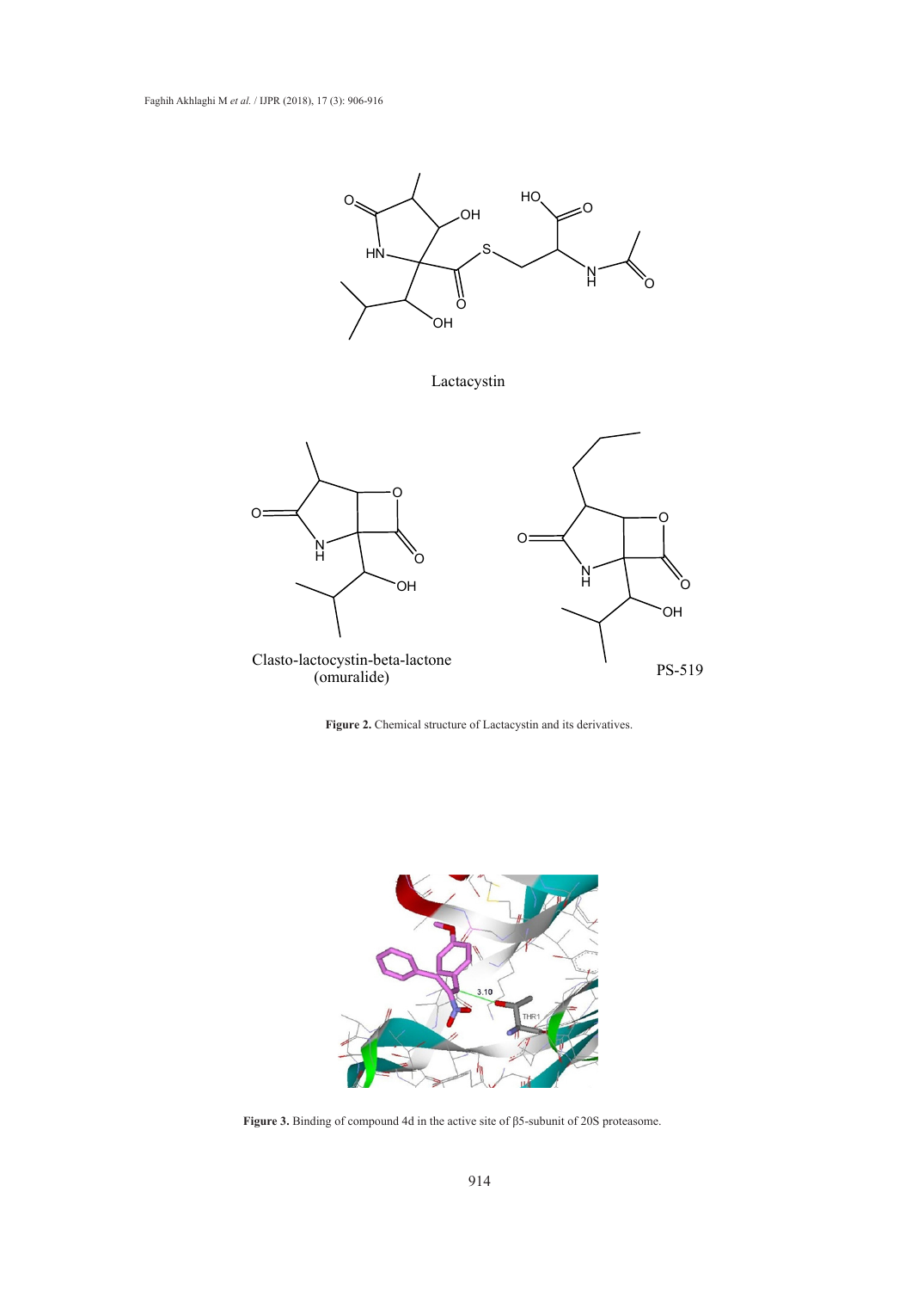Lactacystin

Clasto-lactocystin-beta-lactone (omuralide)

PS-519

**Figure 2.** Chemical structure of Lactacystin and its derivatives.

**Figure 3.** Binding of compound 4d in the active site of β5-subunit of 20S proteasome.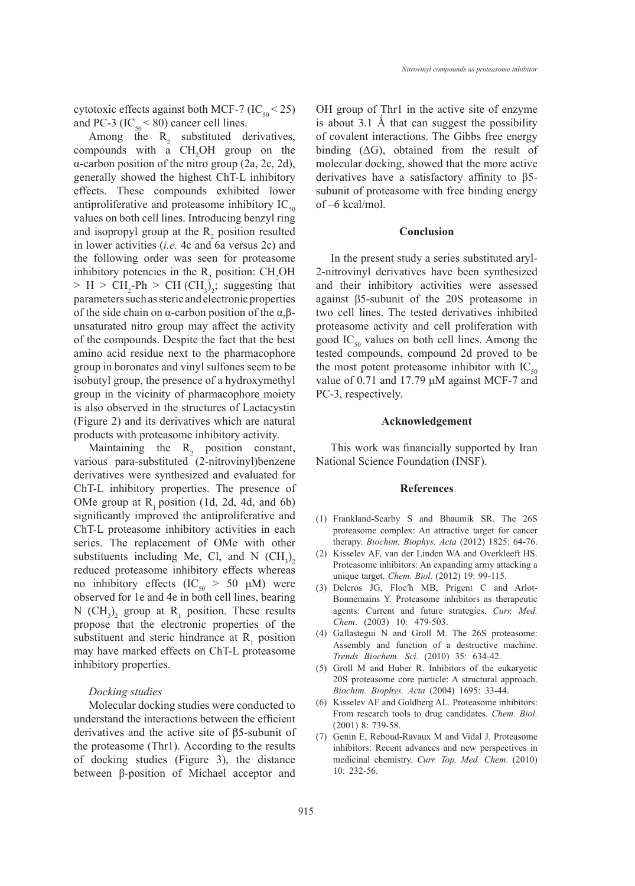cytotoxic effects against both MCF-7 ($IC_{50} < 25$) and PC-3 ($IC_{50} < 80$) cancer cell lines.

Among the $R_2$ substituted derivatives, compounds with a $CH_2OH$ group on the α-carbon position of the nitro group (2a, 2c, 2d), generally showed the highest ChT-L inhibitory effects. These compounds exhibited lower antiproliferative and proteasome inhibitory $IC_{50}$ values on both cell lines. Introducing benzyl ring and isopropyl group at the $R_2$ position resulted in lower activities (*i.e.* 4c and 6a versus 2c) and the following order was seen for proteasome inhibitory potencies in the $R_2$ position: $CH_2OH > H > CH_2\text{-}Ph > CH(CH_3)_2$; suggesting that parameters such as steric and electronic properties of the side chain on α-carbon position of the α,β-unsaturated nitro group may affect the activity of the compounds. Despite the fact that the best amino acid residue next to the pharmacophore group in boronates and vinyl sulfones seem to be isobutyl group, the presence of a hydroxymethyl group in the vicinity of pharmacophore moiety is also observed in the structures of Lactacystin (Figure 2) and its derivatives which are natural products with proteasome inhibitory activity.

Maintaining the $R_2$ position constant, various para-substituted (2-nitrovinyl)benzene derivatives were synthesized and evaluated for ChT-L inhibitory properties. The presence of OMe group at $R_1$ position (1d, 2d, 4d, and 6b) significantly improved the antiproliferative and ChT-L proteasome inhibitory activities in each series. The replacement of OMe with other substituents including Me, Cl, and $N(CH_3)_2$ reduced proteasome inhibitory effects whereas no inhibitory effects ($IC_{50} > 50$ μM) were observed for 1e and 4e in both cell lines, bearing $N(CH_3)_2$ group at $R_1$ position. These results propose that the electronic properties of the substituent and steric hindrance at $R_1$ position may have marked effects on ChT-L proteasome inhibitory properties.

### *Docking studies*

Molecular docking studies were conducted to understand the interactions between the efficient derivatives and the active site of β5-subunit of the proteasome (Thr1). According to the results of docking studies (Figure 3), the distance between β-position of Michael acceptor and OH group of Thr1 in the active site of enzyme is about 3.1 Å that can suggest the possibility of covalent interactions. The Gibbs free energy binding (ΔG), obtained from the result of molecular docking, showed that the more active derivatives have a satisfactory affinity to β5-subunit of proteasome with free binding energy of –6 kcal/mol.

## Conclusion

In the present study a series substituted aryl-2-nitrovinyl derivatives have been synthesized and their inhibitory activities were assessed against β5-subunit of the 20S proteasome in two cell lines. The tested derivatives inhibited proteasome activity and cell proliferation with good $IC_{50}$ values on both cell lines. Among the tested compounds, compound 2d proved to be the most potent proteasome inhibitor with $IC_{50}$ value of 0.71 and 17.79 μM against MCF-7 and PC-3, respectively.

## Acknowledgement

This work was financially supported by Iran National Science Foundation (INSF).

## References

(1) Frankland-Searby S and Bhaumik SR. The 26S proteasome complex: An attractive target for cancer therapy. *Biochim. Biophys. Acta* (2012) 1825: 64-76.

(2) Kisselev AF, van der Linden WA and Overkleeft HS. Proteasome inhibitors: An expanding army attacking a unique target. *Chem. Biol.* (2012) 19: 99-115.

(3) Delcros JG, Floc′h MB, Prigent C and Arlot-Bonnemains Y. Proteasome inhibitors as therapeutic agents: Current and future strategies. *Curr. Med. Chem*. (2003) 10: 479-503.

(4) Gallastegui N and Groll M. The 26S proteasome: Assembly and function of a destructive machine. *Trends Biochem. Sci.* (2010) 35: 634-42.

(5) Groll M and Huber R. Inhibitors of the eukaryotic 20S proteasome core particle: A structural approach. *Biochim. Biophys. Acta* (2004) 1695: 33-44.

(6) Kisselev AF and Goldberg AL. Proteasome inhibitors: From research tools to drug candidates. *Chem. Biol.* (2001) 8: 739-58.

(7) Genin E, Reboud-Ravaux M and Vidal J. Proteasome inhibitors: Recent advances and new perspectives in medicinal chemistry. *Curr. Top. Med. Chem*. (2010) 10: 232-56.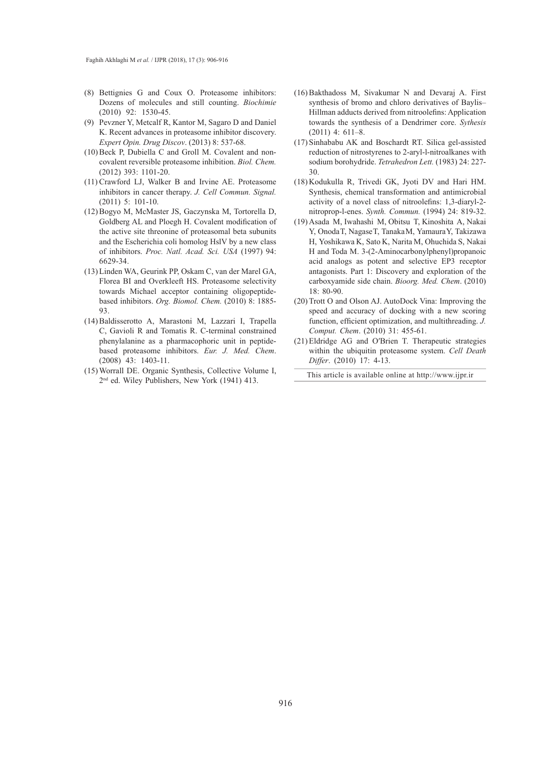(8) Bettignies G and Coux O. Proteasome inhibitors: Dozens of molecules and still counting. *Biochimie* (2010) 92: 1530-45.

(9) Pevzner Y, Metcalf R, Kantor M, Sagaro D and Daniel K. Recent advances in proteasome inhibitor discovery. *Expert Opin. Drug Discov*. (2013) 8: 537-68.

(10) Beck P, Dubiella C and Groll M. Covalent and non-covalent reversible proteasome inhibition. *Biol. Chem.* (2012) 393: 1101-20.

(11) Crawford LJ, Walker B and Irvine AE. Proteasome inhibitors in cancer therapy. *J. Cell Commun. Signal.* (2011) 5: 101-10.

(12) Bogyo M, McMaster JS, Gaczynska M, Tortorella D, Goldberg AL and Ploegh H. Covalent modification of the active site threonine of proteasomal beta subunits and the Escherichia coli homolog HslV by a new class of inhibitors. *Proc. Natl. Acad. Sci. USA* (1997) 94: 6629-34.

(13) Linden WA, Geurink PP, Oskam C, van der Marel GA, Florea BI and Overkleeft HS. Proteasome selectivity towards Michael acceptor containing oligopeptide-based inhibitors. *Org. Biomol. Chem.* (2010) 8: 1885-93.

(14) Baldisserotto A, Marastoni M, Lazzari I, Trapella C, Gavioli R and Tomatis R. C-terminal constrained phenylalanine as a pharmacophoric unit in peptide-based proteasome inhibitors. *Eur. J. Med. Chem*. (2008) 43: 1403-11.

(15) Worrall DE. Organic Synthesis, Collective Volume I, 2nd ed. Wiley Publishers, New York (1941) 413.

(16) Bakthadoss M, Sivakumar N and Devaraj A. First synthesis of bromo and chloro derivatives of Baylis–Hillman adducts derived from nitroolefins: Application towards the synthesis of a Dendrimer core. *Sythesis* (2011) 4: 611–8.

(17) Sinhababu AK and Boschardt RT. Silica gel-assisted reduction of nitrostyrenes to 2-aryl-l-nitroalkanes with sodium borohydride. *Tetrahedron Lett.* (1983) 24: 227-30.

(18) Kodukulla R, Trivedi GK, Jyoti DV and Hari HM. Synthesis, chemical transformation and antimicrobial activity of a novel class of nitroolefins: 1,3-diaryl-2-nitroprop-l-enes. *Synth. Commun.* (1994) 24: 819-32.

(19) Asada M, Iwahashi M, Obitsu T, Kinoshita A, Nakai Y, Onoda T, Nagase T, Tanaka M, Yamaura Y, Takizawa H, Yoshikawa K, Sato K, Narita M, Ohuchida S, Nakai H and Toda M. 3-(2-Aminocarbonylphenyl)propanoic acid analogs as potent and selective EP3 receptor antagonists. Part 1: Discovery and exploration of the carboxyamide side chain. *Bioorg. Med. Chem*. (2010) 18: 80-90.

(20) Trott O and Olson AJ. AutoDock Vina: Improving the speed and accuracy of docking with a new scoring function, efficient optimization, and multithreading. *J. Comput. Chem*. (2010) 31: 455-61.

(21) Eldridge AG and O'Brien T. Therapeutic strategies within the ubiquitin proteasome system. *Cell Death Differ*. (2010) 17: 4-13.

This article is available online at http://www.ijpr.ir